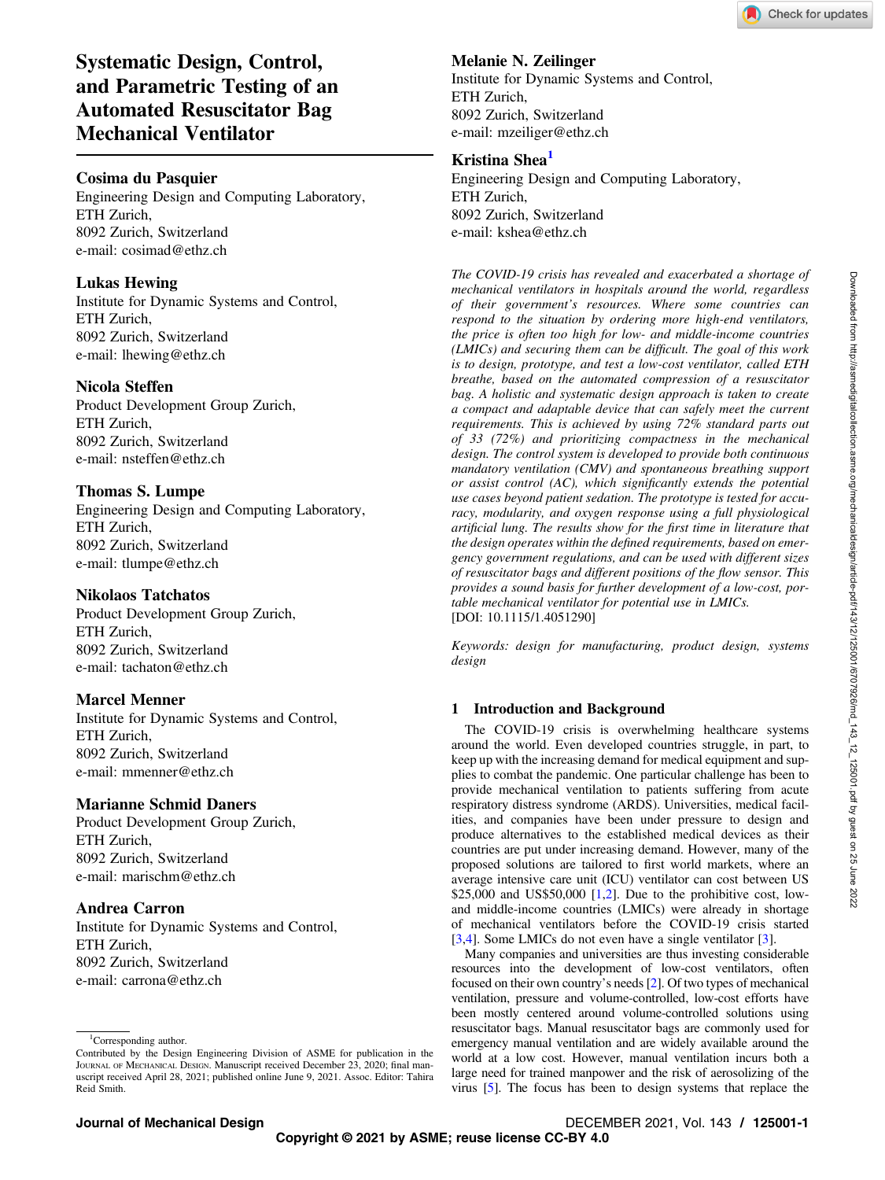# Systematic Design, Control, and Parametric Testing of an Automated Resuscitator Bag Mechanical Ventilator

**Cosima du Pasquier**
Engineering Design and Computing Laboratory,
ETH Zurich,
8092 Zurich, Switzerland
e-mail: cosimad@ethz.ch

**Lukas Hewing**
Institute for Dynamic Systems and Control,
ETH Zurich,
8092 Zurich, Switzerland
e-mail: lhewing@ethz.ch

**Nicola Steffen**
Product Development Group Zurich,
ETH Zurich,
8092 Zurich, Switzerland
e-mail: nsteffen@ethz.ch

**Thomas S. Lumpe**
Engineering Design and Computing Laboratory,
ETH Zurich,
8092 Zurich, Switzerland
e-mail: tlumpe@ethz.ch

**Nikolaos Tatchatos**
Product Development Group Zurich,
ETH Zurich,
8092 Zurich, Switzerland
e-mail: tachaton@ethz.ch

**Marcel Menner**
Institute for Dynamic Systems and Control,
ETH Zurich,
8092 Zurich, Switzerland
e-mail: mmenner@ethz.ch

**Marianne Schmid Daners**
Product Development Group Zurich,
ETH Zurich,
8092 Zurich, Switzerland
e-mail: marischm@ethz.ch

**Andrea Carron**
Institute for Dynamic Systems and Control,
ETH Zurich,
8092 Zurich, Switzerland
e-mail: carrona@ethz.ch

**Melanie N. Zeilinger**
Institute for Dynamic Systems and Control,
ETH Zurich,
8092 Zurich, Switzerland
e-mail: mzeiliger@ethz.ch

**Kristina Shea**[1]
Engineering Design and Computing Laboratory,
ETH Zurich,
8092 Zurich, Switzerland
e-mail: kshea@ethz.ch

*The COVID-19 crisis has revealed and exacerbated a shortage of mechanical ventilators in hospitals around the world, regardless of their government's resources. Where some countries can respond to the situation by ordering more high-end ventilators, the price is often too high for low- and middle-income countries (LMICs) and securing them can be difficult. The goal of this work is to design, prototype, and test a low-cost ventilator, called ETH breathe, based on the automated compression of a resuscitator bag. A holistic and systematic design approach is taken to create a compact and adaptable device that can safely meet the current requirements. This is achieved by using 72% standard parts out of 33 (72%) and prioritizing compactness in the mechanical design. The control system is developed to provide both continuous mandatory ventilation (CMV) and spontaneous breathing support or assist control (AC), which significantly extends the potential use cases beyond patient sedation. The prototype is tested for accuracy, modularity, and oxygen response using a full physiological artificial lung. The results show for the first time in literature that the design operates within the defined requirements, based on emergency government regulations, and can be used with different sizes of resuscitator bags and different positions of the flow sensor. This provides a sound basis for further development of a low-cost, portable mechanical ventilator for potential use in LMICs.*
[DOI: 10.1115/1.4051290]

*Keywords: design for manufacturing, product design, systems design*

## 1 Introduction and Background

The COVID-19 crisis is overwhelming healthcare systems around the world. Even developed countries struggle, in part, to keep up with the increasing demand for medical equipment and supplies to combat the pandemic. One particular challenge has been to provide mechanical ventilation to patients suffering from acute respiratory distress syndrome (ARDS). Universities, medical facilities, and companies have been under pressure to design and produce alternatives to the established medical devices as their countries are put under increasing demand. However, many of the proposed solutions are tailored to first world markets, where an average intensive care unit (ICU) ventilator can cost between US $25,000 and US$50,000 [1,2]. Due to the prohibitive cost, low- and middle-income countries (LMICs) were already in shortage of mechanical ventilators before the COVID-19 crisis started [3,4]. Some LMICs do not even have a single ventilator [3].

Many companies and universities are thus investing considerable resources into the development of low-cost ventilators, often focused on their own country's needs [2]. Of two types of mechanical ventilation, pressure and volume-controlled, low-cost efforts have been mostly centered around volume-controlled solutions using resuscitator bags. Manual resuscitator bags are commonly used for emergency manual ventilation and are widely available around the world at a low cost. However, manual ventilation incurs both a large need for trained manpower and the risk of aerosolizing of the virus [5]. The focus has been to design systems that replace the

[1]Corresponding author.
Contributed by the Design Engineering Division of ASME for publication in the Journal of Mechanical Design. Manuscript received December 23, 2020; final manuscript received April 28, 2021; published online June 9, 2021. Assoc. Editor: Tahira Reid Smith.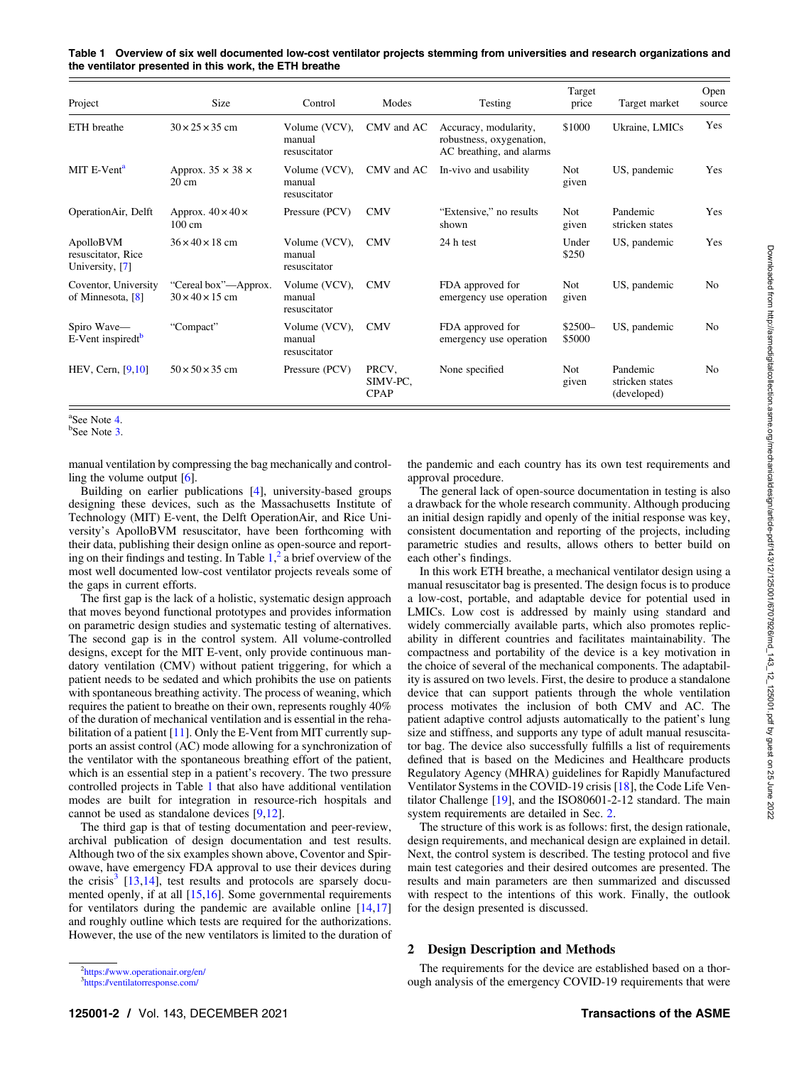**Table 1 Overview of six well documented low-cost ventilator projects stemming from universities and research organizations and the ventilator presented in this work, the ETH breathe**

| Project | Size | Control | Modes | Testing | Target price | Target market | Open source |
|---|---|---|---|---|---|---|---|
| ETH breathe | $30 \times 25 \times 35$ cm | Volume (VCV), manual resuscitator | CMV and AC | Accuracy, modularity, robustness, oxygenation, AC breathing, and alarms | \$1000 | Ukraine, LMICs | Yes |
| MIT E-Vent[a] | Approx. $35 \times 38 \times 20$ cm | Volume (VCV), manual resuscitator | CMV and AC | In-vivo and usability | Not given | US, pandemic | Yes |
| OperationAir, Delft | Approx. $40 \times 40 \times 100$ cm | Pressure (PCV) | CMV | "Extensive," no results shown | Not given | Pandemic stricken states | Yes |
| ApolloBVM resuscitator, Rice University, [7] | $36 \times 40 \times 18$ cm | Volume (VCV), manual resuscitator | CMV | 24 h test | Under \$250 | US, pandemic | Yes |
| Coventor, University of Minnesota, [8] | "Cereal box"—Approx. $30 \times 40 \times 15$ cm | Volume (VCV), manual resuscitator | CMV | FDA approved for emergency use operation | Not given | US, pandemic | No |
| Spiro Wave—E-Vent inspiredt[b] | "Compact" | Volume (VCV), manual resuscitator | CMV | FDA approved for emergency use operation | \$2500–\$5000 | US, pandemic | No |
| HEV, Cern, [9,10] | $50 \times 50 \times 35$ cm | Pressure (PCV) | PRCV, SIMV-PC, CPAP | None specified | Not given | Pandemic stricken states (developed) | No |

[a]See Note 4.
[b]See Note 3.

manual ventilation by compressing the bag mechanically and controlling the volume output [6].

Building on earlier publications [4], university-based groups designing these devices, such as the Massachusetts Institute of Technology (MIT) E-vent, the Delft OperationAir, and Rice University's ApolloBVM resuscitator, have been forthcoming with their data, publishing their design online as open-source and reporting on their findings and testing. In Table 1,[2] a brief overview of the most well documented low-cost ventilator projects reveals some of the gaps in current efforts.

The first gap is the lack of a holistic, systematic design approach that moves beyond functional prototypes and provides information on parametric design studies and systematic testing of alternatives. The second gap is in the control system. All volume-controlled designs, except for the MIT E-event, only provide continuous mandatory ventilation (CMV) without patient triggering, for which a patient needs to be sedated and which prohibits the use on patients with spontaneous breathing activity. The process of weaning, which requires the patient to breathe on their own, represents roughly 40% of the duration of mechanical ventilation and is essential in the rehabilitation of a patient [11]. Only the E-Vent from MIT currently supports an assist control (AC) mode allowing for a synchronization of the ventilator with the spontaneous breathing effort of the patient, which is an essential step in a patient's recovery. The two pressure controlled projects in Table 1 that also have additional ventilation modes are built for integration in resource-rich hospitals and cannot be used as standalone devices [9,12].

The third gap is that of testing documentation and peer-review, archival publication of design documentation and test results. Although two of the six examples shown above, Coventor and Spirowave, have emergency FDA approval to use their devices during the crisis[3] [13,14], test results and protocols are sparsely documented openly, if at all [15,16]. Some governmental requirements for ventilators during the pandemic are available online [14,17] and roughly outline which tests are required for the authorizations. However, the use of the new ventilators is limited to the duration of the pandemic and each country has its own test requirements and approval procedure.

The general lack of open-source documentation in testing is also a drawback for the whole research community. Although producing an initial design rapidly and openly of the initial response was key, consistent documentation and reporting of the projects, including parametric studies and results, allows others to better build on each other's findings.

In this work ETH breathe, a mechanical ventilator design using a manual resuscitator bag is presented. The design focus is to produce a low-cost, portable, and adaptable device for potential used in LMICs. Low cost is addressed by mainly using standard and widely commercially available parts, which also promotes replicability in different countries and facilitates maintainability. The compactness and portability of the device is a key motivation in the choice of several of the mechanical components. The adaptability is assured on two levels. First, the desire to produce a standalone device that can support patients through the whole ventilation process motivates the inclusion of both CMV and AC. The patient adaptive control adjusts automatically to the patient's lung size and stiffness, and supports any type of adult manual resuscitator bag. The device also successfully fulfills a list of requirements defined that is based on the Medicines and Healthcare products Regulatory Agency (MHRA) guidelines for Rapidly Manufactured Ventilator Systems in the COVID-19 crisis [18], the Code Life Ventilator Challenge [19], and the ISO80601-2-12 standard. The main system requirements are detailed in Sec. 2.

The structure of this work is as follows: first, the design rationale, design requirements, and mechanical design are explained in detail. Next, the control system is described. The testing protocol and five main test categories and their desired outcomes are presented. The results and main parameters are then summarized and discussed with respect to the intentions of this work. Finally, the outlook for the design presented is discussed.

## 2 Design Description and Methods

The requirements for the device are established based on a thorough analysis of the emergency COVID-19 requirements that were

[2]https://www.operationair.org/en/
[3]https://ventilatorresponse.com/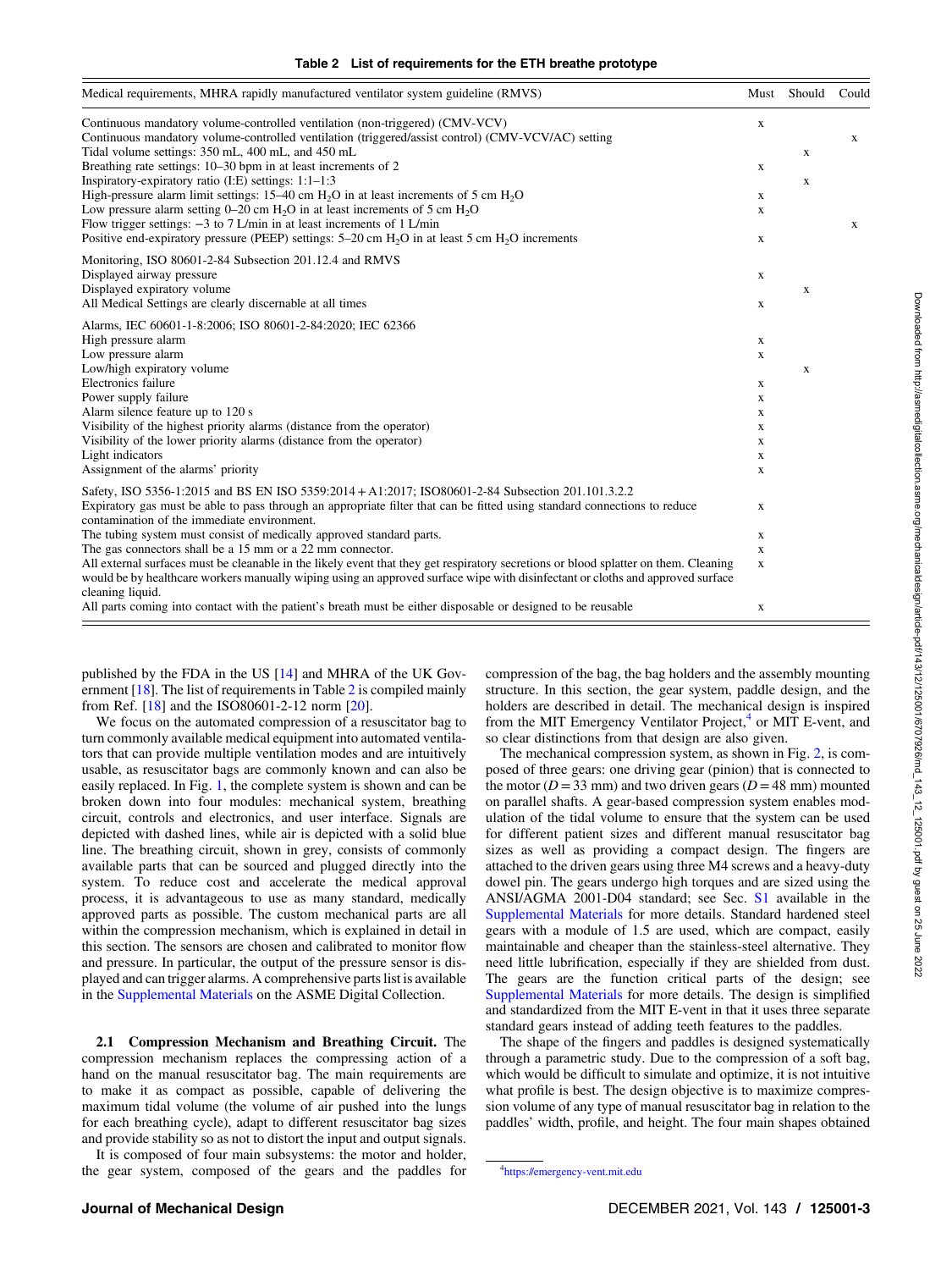**Table 2 List of requirements for the ETH breathe prototype**

| Medical requirements, MHRA rapidly manufactured ventilator system guideline (RMVS) | Must | Should | Could |
|---|---|---|---|
| Continuous mandatory volume-controlled ventilation (non-triggered) (CMV-VCV) | x | | |
| Continuous mandatory volume-controlled ventilation (triggered/assist control) (CMV-VCV/AC) setting | | | x |
| Tidal volume settings: 350 mL, 400 mL, and 450 mL | | x | |
| Breathing rate settings: 10–30 bpm in at least increments of 2 | x | | |
| Inspiratory-expiratory ratio (I:E) settings: 1:1–1:3 | | x | |
| High-pressure alarm limit settings: 15–40 cm $H_2O$ in at least increments of 5 cm $H_2O$ | x | | |
| Low pressure alarm setting 0–20 cm $H_2O$ in at least increments of 5 cm $H_2O$ | x | | |
| Flow trigger settings: −3 to 7 L/min in at least increments of 1 L/min | | | x |
| Positive end-expiratory pressure (PEEP) settings: 5–20 cm $H_2O$ in at least 5 cm $H_2O$ increments | x | | |
| Monitoring, ISO 80601-2-84 Subsection 201.12.4 and RMVS | | | |
| Displayed airway pressure | x | | |
| Displayed expiratory volume | | x | |
| All Medical Settings are clearly discernable at all times | x | | |
| Alarms, IEC 60601-1-8:2006; ISO 80601-2-84:2020; IEC 62366 | | | |
| High pressure alarm | x | | |
| Low pressure alarm | x | | |
| Low/high expiratory volume | | x | |
| Electronics failure | x | | |
| Power supply failure | x | | |
| Alarm silence feature up to 120 s | x | | |
| Visibility of the highest priority alarms (distance from the operator) | x | | |
| Visibility of the lower priority alarms (distance from the operator) | x | | |
| Light indicators | x | | |
| Assignment of the alarms' priority | x | | |
| Safety, ISO 5356-1:2015 and BS EN ISO 5359:2014 + A1:2017; ISO80601-2-84 Subsection 201.101.3.2.2 | | | |
| Expiratory gas must be able to pass through an appropriate filter that can be fitted using standard connections to reduce contamination of the immediate environment. | x | | |
| The tubing system must consist of medically approved standard parts. | x | | |
| The gas connectors shall be a 15 mm or a 22 mm connector. | x | | |
| All external surfaces must be cleanable in the likely event that they get respiratory secretions or blood splatter on them. Cleaning would be by healthcare workers manually wiping using an approved surface wipe with disinfectant or cloths and approved surface cleaning liquid. | x | | |
| All parts coming into contact with the patient's breath must be either disposable or designed to be reusable | x | | |

published by the FDA in the US [14] and MHRA of the UK Government [18]. The list of requirements in Table 2 is compiled mainly from Ref. [18] and the ISO80601-2-12 norm [20].

We focus on the automated compression of a resuscitator bag to turn commonly available medical equipment into automated ventilators that can provide multiple ventilation modes and are intuitively usable, as resuscitator bags are commonly known and can also be easily replaced. In Fig. 1, the complete system is shown and can be broken down into four modules: mechanical system, breathing circuit, controls and electronics, and user interface. Signals are depicted with dashed lines, while air is depicted with a solid blue line. The breathing circuit, shown in grey, consists of commonly available parts that can be sourced and plugged directly into the system. To reduce cost and accelerate the medical approval process, it is advantageous to use as many standard, medically approved parts as possible. The custom mechanical parts are all within the compression mechanism, which is explained in detail in this section. The sensors are chosen and calibrated to monitor flow and pressure. In particular, the output of the pressure sensor is displayed and can trigger alarms. A comprehensive parts list is available in the Supplemental Materials on the ASME Digital Collection.

### 2.1 Compression Mechanism and Breathing Circuit.

The compression mechanism replaces the compressing action of a hand on the manual resuscitator bag. The main requirements are to make it as compact as possible, capable of delivering the maximum tidal volume (the volume of air pushed into the lungs for each breathing cycle), adapt to different resuscitator bag sizes and provide stability so as not to distort the input and output signals.

It is composed of four main subsystems: the motor and holder, the gear system, composed of the gears and the paddles for compression of the bag, the bag holders and the assembly mounting structure. In this section, the gear system, paddle design, and the holders are described in detail. The mechanical design is inspired from the MIT Emergency Ventilator Project,[4] or MIT E-vent, and so clear distinctions from that design are also given.

The mechanical compression system, as shown in Fig. 2, is composed of three gears: one driving gear (pinion) that is connected to the motor ($D = 33$ mm) and two driven gears ($D = 48$ mm) mounted on parallel shafts. A gear-based compression system enables modulation of the tidal volume to ensure that the system can be used for different patient sizes and different manual resuscitator bag sizes as well as providing a compact design. The fingers are attached to the driven gears using three M4 screws and a heavy-duty dowel pin. The gears undergo high torques and are sized using the ANSI/AGMA 2001-D04 standard; see Sec. S1 available in the Supplemental Materials for more details. Standard hardened steel gears with a module of 1.5 are used, which are compact, easily maintainable and cheaper than the stainless-steel alternative. They need little lubrification, especially if they are shielded from dust. The gears are the function critical parts of the design; see Supplemental Materials for more details. The design is simplified and standardized from the MIT E-vent in that it uses three separate standard gears instead of adding teeth features to the paddles.

The shape of the fingers and paddles is designed systematically through a parametric study. Due to the compression of a soft bag, which would be difficult to simulate and optimize, it is not intuitive what profile is best. The design objective is to maximize compression volume of any type of manual resuscitator bag in relation to the paddles' width, profile, and height. The four main shapes obtained

[4] https://emergency-vent.mit.edu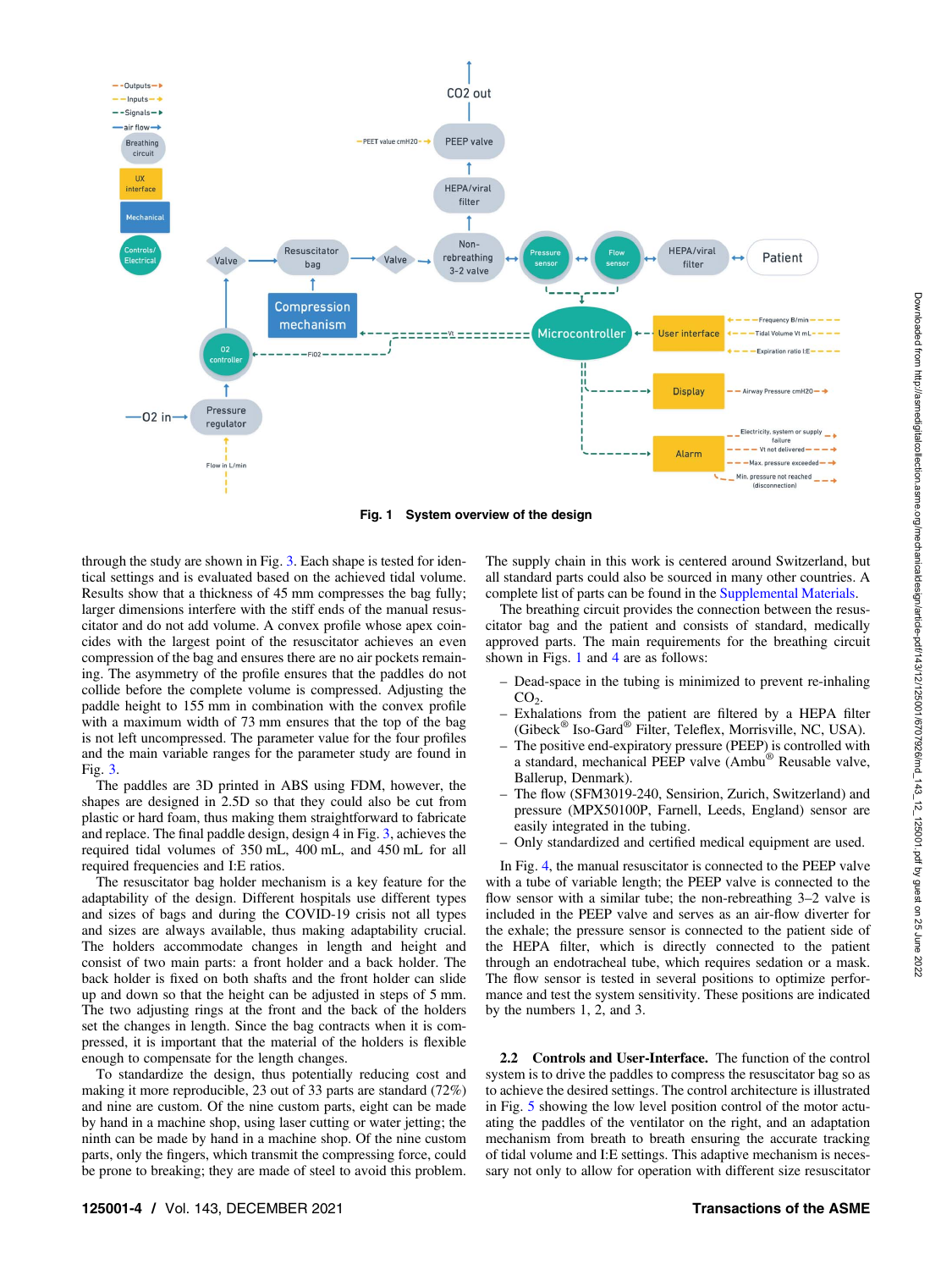Fig. 1 System overview of the design

through the study are shown in Fig. 3. Each shape is tested for identical settings and is evaluated based on the achieved tidal volume. Results show that a thickness of 45 mm compresses the bag fully; larger dimensions interfere with the stiff ends of the manual resuscitator and do not add volume. A convex profile whose apex coincides with the largest point of the resuscitator achieves an even compression of the bag and ensures there are no air pockets remaining. The asymmetry of the profile ensures that the paddles do not collide before the complete volume is compressed. Adjusting the paddle height to 155 mm in combination with the convex profile with a maximum width of 73 mm ensures that the top of the bag is not left uncompressed. The parameter value for the four profiles and the main variable ranges for the parameter study are found in Fig. 3.

The paddles are 3D printed in ABS using FDM, however, the shapes are designed in 2.5D so that they could also be cut from plastic or hard foam, thus making them straightforward to fabricate and replace. The final paddle design, design 4 in Fig. 3, achieves the required tidal volumes of 350 mL, 400 mL, and 450 mL for all required frequencies and I:E ratios.

The resuscitator bag holder mechanism is a key feature for the adaptability of the design. Different hospitals use different types and sizes of bags and during the COVID-19 crisis not all types and sizes are always available, thus making bag adaptability crucial. The holders accommodate changes in length and height and consist of two main parts: a front holder and a back holder. The back holder is fixed on both shafts and the front holder can slide up and down so that the height can be adjusted in steps of 5 mm. The two adjusting rings at the front and the back of the holders set the changes in length. Since the bag contracts when it is compressed, it is important that the material of the holders is flexible enough to compensate for the length changes.

To standardize the design, thus potentially reducing cost and making it more reproducible, 23 out of 33 parts are standard (72%) and nine are custom. Of the nine custom parts, eight can be made by hand in a machine shop, using laser cutting or water jetting; the ninth can be made by hand in a machine shop. Of the nine custom parts, only the fingers, which transmit the compressing force, could be prone to breaking; they are made of steel to avoid this problem. The supply chain in this work is centered around Switzerland, but all standard parts could also be sourced in many other countries. A complete list of parts can be found in the Supplemental Materials.

The breathing circuit provides the connection between the resuscitator bag and the patient and consists of standard, medically approved parts. The main requirements for the breathing circuit shown in Figs. 1 and 4 are as follows:

- Dead-space in the tubing is minimized to prevent re-inhaling $CO_2$.
- Exhalations from the patient are filtered by a HEPA filter (Gibeck® Iso-Gard® Filter, Teleflex, Morrisville, NC, USA).
- The positive end-expiratory pressure (PEEP) is controlled with a standard, mechanical PEEP valve (Ambu® Reusable valve, Ballerup, Denmark).
- The flow (SFM3019-240, Sensirion, Zurich, Switzerland) and pressure (MPX50100P, Farnell, Leeds, England) sensor are easily integrated in the tubing.
- Only standardized and certified medical equipment are used.

In Fig. 4, the manual resuscitator is connected to the PEEP valve with a tube of variable length; the PEEP valve is connected to the flow sensor with a similar tube; the non-rebreathing 3–2 valve is included in the PEEP valve and serves as an air-flow diverter for the exhale; the pressure sensor is connected to the patient side of the HEPA filter, which is directly connected to the patient through an endotracheal tube, which requires sedation or a mask. The flow sensor is tested in several positions to optimize performance and test the system sensitivity. These positions are indicated by the numbers 1, 2, and 3.

### 2.2 Controls and User-Interface.

The function of the control system is to drive the paddles to compress the resuscitator bag so as to achieve the desired settings. The control architecture is illustrated in Fig. 5 showing the low level position control of the motor actuating the paddles of the ventilator on the right, and an adaptation mechanism from breath to breath ensuring the accurate tracking of tidal volume and I:E settings. This adaptive mechanism is necessary not only to allow for operation with different size resuscitator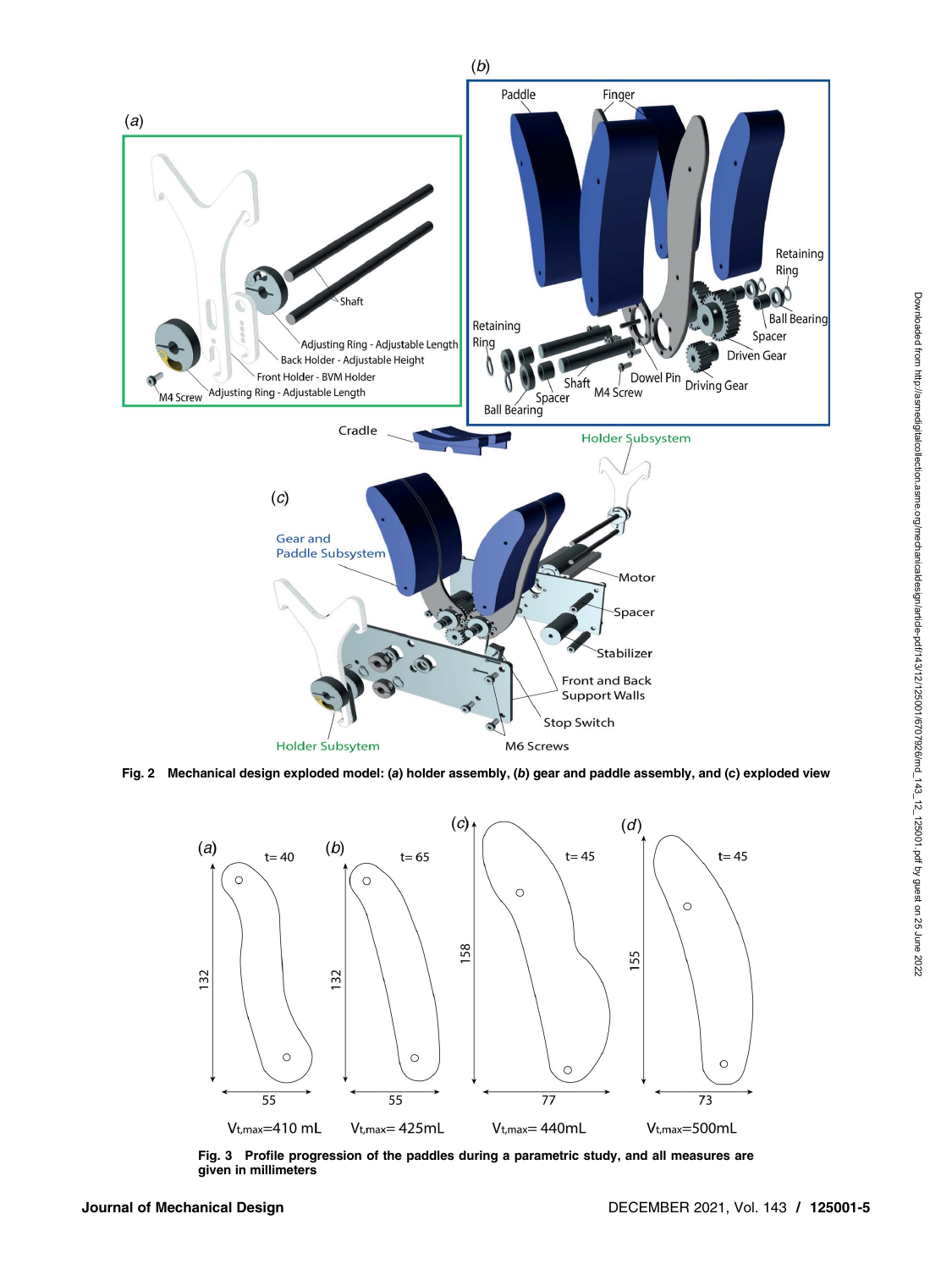Fig. 2 Mechanical design exploded model: (a) holder assembly, (b) gear and paddle assembly, and (c) exploded view

Fig. 3 Profile progression of the paddles during a parametric study, and all measures are given in millimeters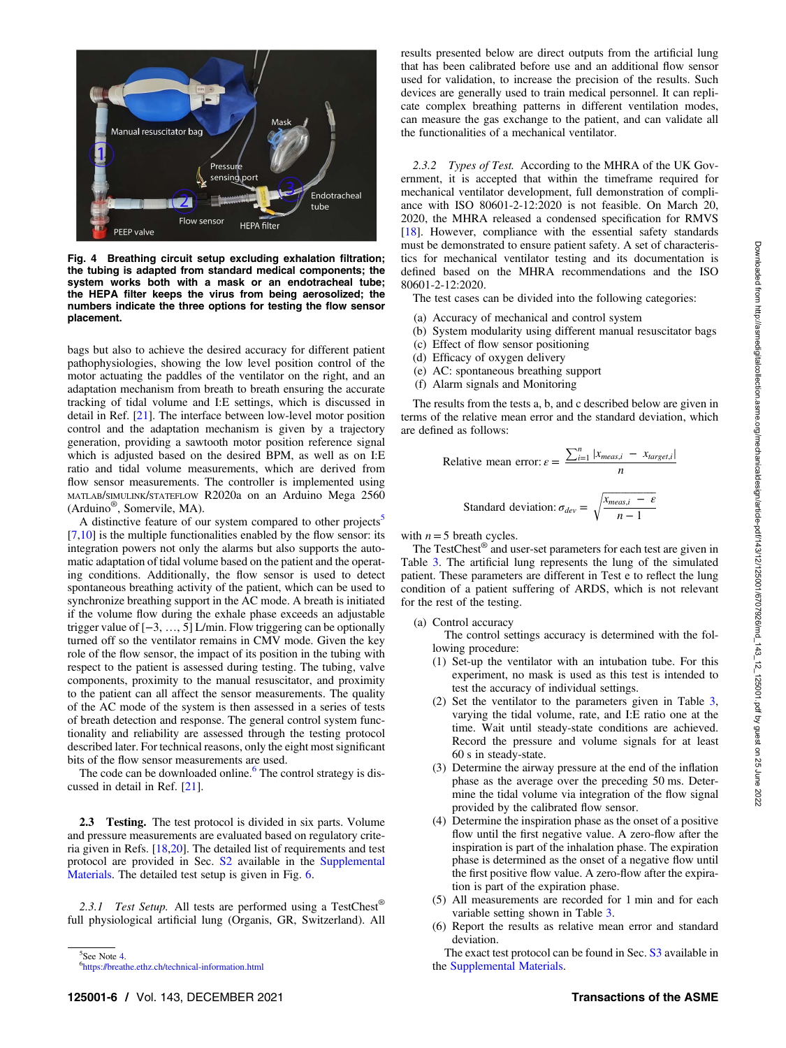**Fig. 4 Breathing circuit setup excluding exhalation filtration; the tubing is adapted from standard medical components; the system works both with a mask or an endotracheal tube; the HEPA filter keeps the virus from being aerosolized; the numbers indicate the three options for testing the flow sensor placement.**

bags but also to achieve the desired accuracy for different patient pathophysiologies, showing the low level position control of the motor actuating the paddles of the ventilator on the right, and an adaptation mechanism from breath to breath ensuring the accurate tracking of tidal volume and I:E settings, which is discussed in detail in Ref. [21]. The interface between low-level motor position control and the adaptation mechanism is given by a trajectory generation, providing a sawtooth motor position reference signal which is adjusted based on the desired BPM, as well as on I:E ratio and tidal volume measurements, which are derived from flow sensor measurements. The controller is implemented using MATLAB/SIMULINK/STATEFLOW R2020a on an Arduino Mega 2560 (Arduino®, Somervile, MA).

A distinctive feature of our system compared to other projects[5] [7,10] is the multiple functionalities enabled by the flow sensor: its integration powers not only the alarms but also supports the automatic adaptation of tidal volume based on the patient and the operating conditions. Additionally, the flow sensor is used to detect spontaneous breathing activity of the patient, which can be used to synchronize breathing support in the AC mode. A breath is initiated if the volume flow during the exhale phase exceeds an adjustable trigger value of [−3, …, 5] L/min. Flow triggering can be optionally turned off so the ventilator remains in CMV mode. Given the key role of the flow sensor, the impact of its position in the tubing with respect to the patient is assessed during testing. The tubing, valve components, proximity to the manual resuscitator, and proximity to the patient can all affect the sensor measurements. The quality of the AC mode of the system is then assessed in a series of tests of breath detection and response. The general control system functionality and reliability are assessed through the testing protocol described later. For technical reasons, only the eight most significant bits of the flow sensor measurements are used.

The code can be downloaded online.[6] The control strategy is discussed in detail in Ref. [21].

### 2.3 Testing.

The test protocol is divided in six parts. Volume and pressure measurements are evaluated based on regulatory criteria given in Refs. [18,20]. The detailed list of requirements and test protocol are provided in Sec. S2 available in the Supplemental Materials. The detailed test setup is given in Fig. 6.

#### 2.3.1 *Test Setup.*

All tests are performed using a TestChest® full physiological artificial lung (Organis, GR, Switzerland). All results presented below are direct outputs from the artificial lung that has been calibrated before use and an additional flow sensor used for validation, to increase the precision of the results. Such devices are generally used to train medical personnel. It can replicate complex breathing patterns in different ventilation modes, can measure the gas exchange to the patient, and can validate all the functionalities of a mechanical ventilator.

#### 2.3.2 *Types of Test.*

According to the MHRA of the UK Government, it is accepted that within the timeframe required for mechanical ventilator development, full demonstration of compliance with ISO 80601-2-12:2020 is not feasible. On March 20, 2020, the MHRA released a condensed specification for RMVS [18]. However, compliance with the essential safety standards must be demonstrated to ensure patient safety. A set of characteristics for mechanical ventilator testing and its documentation is defined based on the MHRA recommendations and the ISO 80601-2-12:2020.

The test cases can be divided into the following categories:

(a) Accuracy of mechanical and control system
(b) System modularity using different manual resuscitator bags
(c) Effect of flow sensor positioning
(d) Efficacy of oxygen delivery
(e) AC: spontaneous breathing support
(f) Alarm signals and Monitoring

The results from the tests a, b, and c described below are given in terms of the relative mean error and the standard deviation, which are defined as follows:

$$\text{Relative mean error: } \varepsilon = \frac{\sum_{i=1}^{n} |x_{meas,i} - x_{target,i}|}{n}$$

$$\text{Standard deviation: } \sigma_{dev} = \sqrt{\frac{x_{meas,i} - \varepsilon}{n-1}}$$

with $n = 5$ breath cycles.

The TestChest® and user-set parameters for each test are given in Table 3. The artificial lung represents the lung of the simulated patient. These parameters are different in Test e to reflect the lung condition of a patient suffering of ARDS, which is not relevant for the rest of the testing.

(a) Control accuracy

The control settings accuracy is determined with the following procedure:

(1) Set-up the ventilator with an intubation tube. For this experiment, no mask is used as this test is intended to test the accuracy of individual settings.
(2) Set the ventilator to the parameters given in Table 3, varying the tidal volume, rate, and I:E ratio one at the time. Wait until steady-state conditions are achieved. Record the pressure and volume signals for at least 60 s in steady-state.
(3) Determine the airway pressure at the end of the inflation phase as the average over the preceding 50 ms. Determine the tidal volume via integration of the flow signal provided by the calibrated flow sensor.
(4) Determine the inspiration phase as the onset of a positive flow until the first negative value. A zero-flow after the inspiration is part of the inhalation phase. The expiration phase is determined as the onset of a negative flow until the first positive flow value. A zero-flow after the expiration is part of the expiration phase.
(5) All measurements are recorded for 1 min and for each variable setting shown in Table 3.
(6) Report the results as relative mean error and standard deviation.

The exact test protocol can be found in Sec. S3 available in the Supplemental Materials.

[5] See Note 4.
[6] https://breathe.ethz.ch/technical-information.html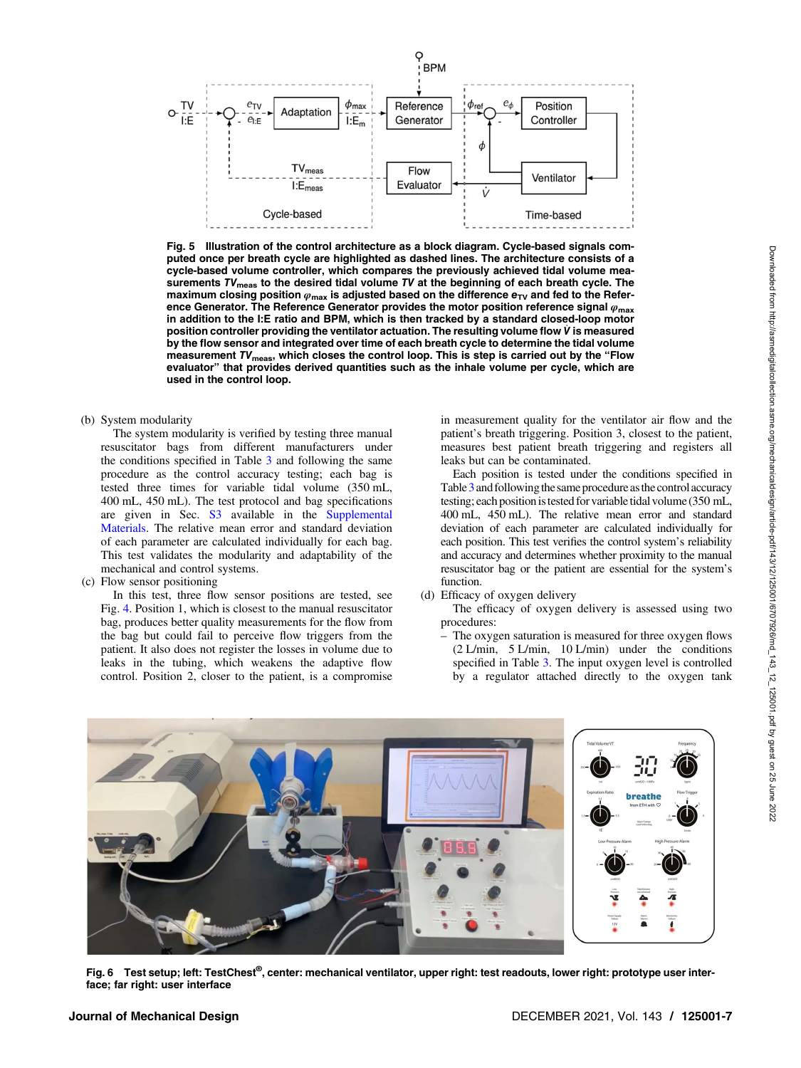**Fig. 5 Illustration of the control architecture as a block diagram. Cycle-based signals computed once per breath cycle are highlighted as dashed lines. The architecture consists of a cycle-based volume controller, which compares the previously achieved tidal volume measurements $TV_{meas}$ to the desired tidal volume $TV$ at the beginning of each breath cycle. The maximum closing position $\varphi_{max}$ is adjusted based on the difference $e_{TV}$ and fed to the Reference Generator. The Reference Generator provides the motor position reference signal $\varphi_{max}$ in addition to the I:E ratio and BPM, which is then tracked by a standard closed-loop motor position controller providing the ventilator actuation. The resulting volume flow $\dot{V}$ is measured by the flow sensor and integrated over time of each breath cycle to determine the tidal volume measurement $TV_{meas}$, which closes the control loop. This is step is carried out by the "Flow evaluator" that provides derived quantities such as the inhale volume per cycle, which are used in the control loop.**

(b) System modularity

The system modularity is verified by testing three manual resuscitator bags from different manufacturers under the conditions specified in Table 3 and following the same procedure as the control accuracy testing; each bag is tested three times for variable tidal volume (350 mL, 400 mL, 450 mL). The test protocol and bag specifications are given in Sec. S3 available in the Supplemental Materials. The relative mean error and standard deviation of each parameter are calculated individually for each bag. This test validates the modularity and adaptability of the mechanical and control systems.

(c) Flow sensor positioning

In this test, three flow sensor positions are tested, see Fig. 4. Position 1, which is closest to the manual resuscitator bag, produces better quality measurements for the flow from the bag but could fail to perceive flow triggers from the patient. It also does not register the losses in volume due to leaks in the tubing, which weakens the adaptive flow control. Position 2, closer to the patient, is a compromise in measurement quality for the ventilator air flow and the patient's breath triggering. Position 3, closest to the patient, measures best patient breath triggering and registers all leaks but can be contaminated.

Each position is tested under the conditions specified in Table 3 and following the same procedure as the control accuracy testing; each position is tested for variable tidal volume (350 mL, 400 mL, 450 mL). The relative mean error and standard deviation of each parameter are calculated individually for each position. This test verifies the control system's reliability and accuracy and determines whether proximity to the manual resuscitator bag or the patient are essential for the system's function.

(d) Efficacy of oxygen delivery

The efficacy of oxygen delivery is assessed using two procedures:

– The oxygen saturation is measured for three oxygen flows (2 L/min, 5 L/min, 10 L/min) under the conditions specified in Table 3. The input oxygen level is controlled by a regulator attached directly to the oxygen tank

**Fig. 6 Test setup; left: TestChest®, center: mechanical ventilator, upper right: test readouts, lower right: prototype user interface; far right: user interface**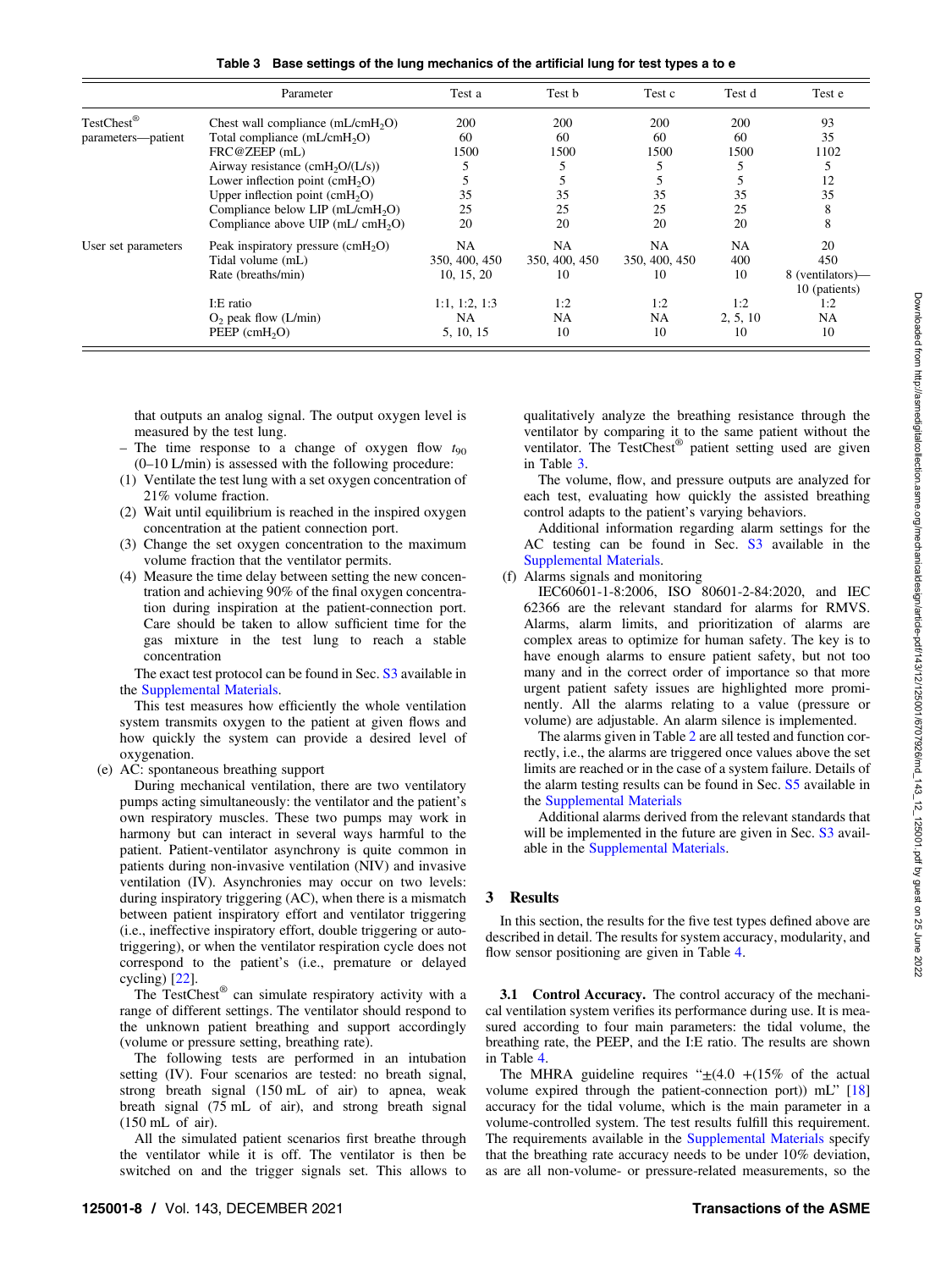**Table 3 Base settings of the lung mechanics of the artificial lung for test types a to e**

| | Parameter | Test a | Test b | Test c | Test d | Test e |
|---|---|---|---|---|---|---|
| TestChest® parameters—patient | Chest wall compliance (mL/cm$H_2O$) | 200 | 200 | 200 | 200 | 93 |
| | Total compliance (mL/cm$H_2O$) | 60 | 60 | 60 | 60 | 35 |
| | FRC@ZEEP (mL) | 1500 | 1500 | 1500 | 1500 | 1102 |
| | Airway resistance (cm$H_2O$/(L/s)) | 5 | 5 | 5 | 5 | 5 |
| | Lower inflection point (cm$H_2O$) | 5 | 5 | 5 | 5 | 12 |
| | Upper inflection point (cm$H_2O$) | 35 | 35 | 35 | 35 | 35 |
| | Compliance below LIP (mL/cm$H_2O$) | 25 | 25 | 25 | 25 | 8 |
| | Compliance above UIP (mL/ cm$H_2O$) | 20 | 20 | 20 | 20 | 8 |
| User set parameters | Peak inspiratory pressure (cm$H_2O$) | NA | NA | NA | NA | 20 |
| | Tidal volume (mL) | 350, 400, 450 | 350, 400, 450 | 350, 400, 450 | 400 | 450 |
| | Rate (breaths/min) | 10, 15, 20 | 10 | 10 | 10 | 8 (ventilators)—10 (patients) |
| | I:E ratio | 1:1, 1:2, 1:3 | 1:2 | 1:2 | 1:2 | 1:2 |
| | $O_2$ peak flow (L/min) | NA | NA | NA | 2, 5, 10 | NA |
| | PEEP (cm$H_2O$) | 5, 10, 15 | 10 | 10 | 10 | 10 |

that outputs an analog signal. The output oxygen level is measured by the test lung.

– The time response to a change of oxygen flow $t_{90}$ (0–10 L/min) is assessed with the following procedure:

(1) Ventilate the test lung with a set oxygen concentration of 21% volume fraction.
(2) Wait until equilibrium is reached in the inspired oxygen concentration at the patient connection port.
(3) Change the set oxygen concentration to the maximum volume fraction that the ventilator permits.
(4) Measure the time delay between setting the new concentration and achieving 90% of the final oxygen concentration during inspiration at the patient-connection port. Care should be taken to allow sufficient time for the gas mixture in the test lung to reach a stable concentration

The exact test protocol can be found in Sec. S3 available in the Supplemental Materials.

This test measures how efficiently the whole ventilation system transmits oxygen to the patient at given flows and how quickly the system can provide a desired level of oxygenation.

(e) AC: spontaneous breathing support

During mechanical ventilation, there are two ventilatory pumps acting simultaneously: the ventilator and the patient's own respiratory muscles. These two pumps may work in harmony but can interact in several ways harmful to the patient. Patient-ventilator asynchrony is quite common in patients during non-invasive ventilation (NIV) and invasive ventilation (IV). Asynchronies may occur on two levels: during inspiratory triggering (AC), when there is a mismatch between patient inspiratory effort and ventilator triggering (i.e., ineffective inspiratory effort, double triggering or auto-triggering), or when the ventilator respiration cycle does not correspond to the patient's (i.e., premature or delayed cycling) [22].

The TestChest® can simulate respiratory activity with a range of different settings. The ventilator should respond to the unknown patient breathing and support accordingly (volume or pressure setting, breathing rate).

The following tests are performed in an intubation setting (IV). Four scenarios are tested: no breath signal, strong breath signal (150 mL of air) to apnea, weak breath signal (75 mL of air), and strong breath signal (150 mL of air).

All the simulated patient scenarios first breathe through the ventilator while it is off. The ventilator is then be switched on and the trigger signals set. This allows to qualitatively analyze the breathing resistance through the ventilator by comparing it to the same patient without the ventilator. The TestChest® patient setting used are given in Table 3.

The volume, flow, and pressure outputs are analyzed for each test, evaluating how quickly the assisted breathing control adapts to the patient's varying behaviors.

Additional information regarding alarm settings for the AC testing can be found in Sec. S3 available in the Supplemental Materials.

(f) Alarms signals and monitoring

IEC60601-1-8:2006, ISO 80601-2-84:2020, and IEC 62366 are the relevant standard for alarms for RMVS. Alarms, alarm limits, and prioritization of alarms are complex areas to optimize for human safety. The key is to have enough alarms to ensure patient safety, but not too many and in the correct order of importance so that more urgent patient safety issues are highlighted more prominently. All the alarms relating to a value (pressure or volume) are adjustable. An alarm silence is implemented.

The alarms given in Table 2 are all tested and function correctly, i.e., the alarms are triggered once values above the set limits are reached or in the case of a system failure. Details of the alarm testing results can be found in Sec. S5 available in the Supplemental Materials

Additional alarms derived from the relevant standards that will be implemented in the future are given in Sec. S3 available in the Supplemental Materials.

## 3 Results

In this section, the results for the five test types defined above are described in detail. The results for system accuracy, modularity, and flow sensor positioning are given in Table 4.

**3.1 Control Accuracy.** The control accuracy of the mechanical ventilation system verifies its performance during use. It is measured according to four main parameters: the tidal volume, the breathing rate, the PEEP, and the I:E ratio. The results are shown in Table 4.

The MHRA guideline requires "±(4.0 +(15% of the actual volume expired through the patient-connection port)) mL" [18] accuracy for the tidal volume, which is the main parameter in a volume-controlled system. The test results fulfill this requirement. The requirements available in the Supplemental Materials specify that the breathing rate accuracy needs to be under 10% deviation, as are all non-volume- or pressure-related measurements, so the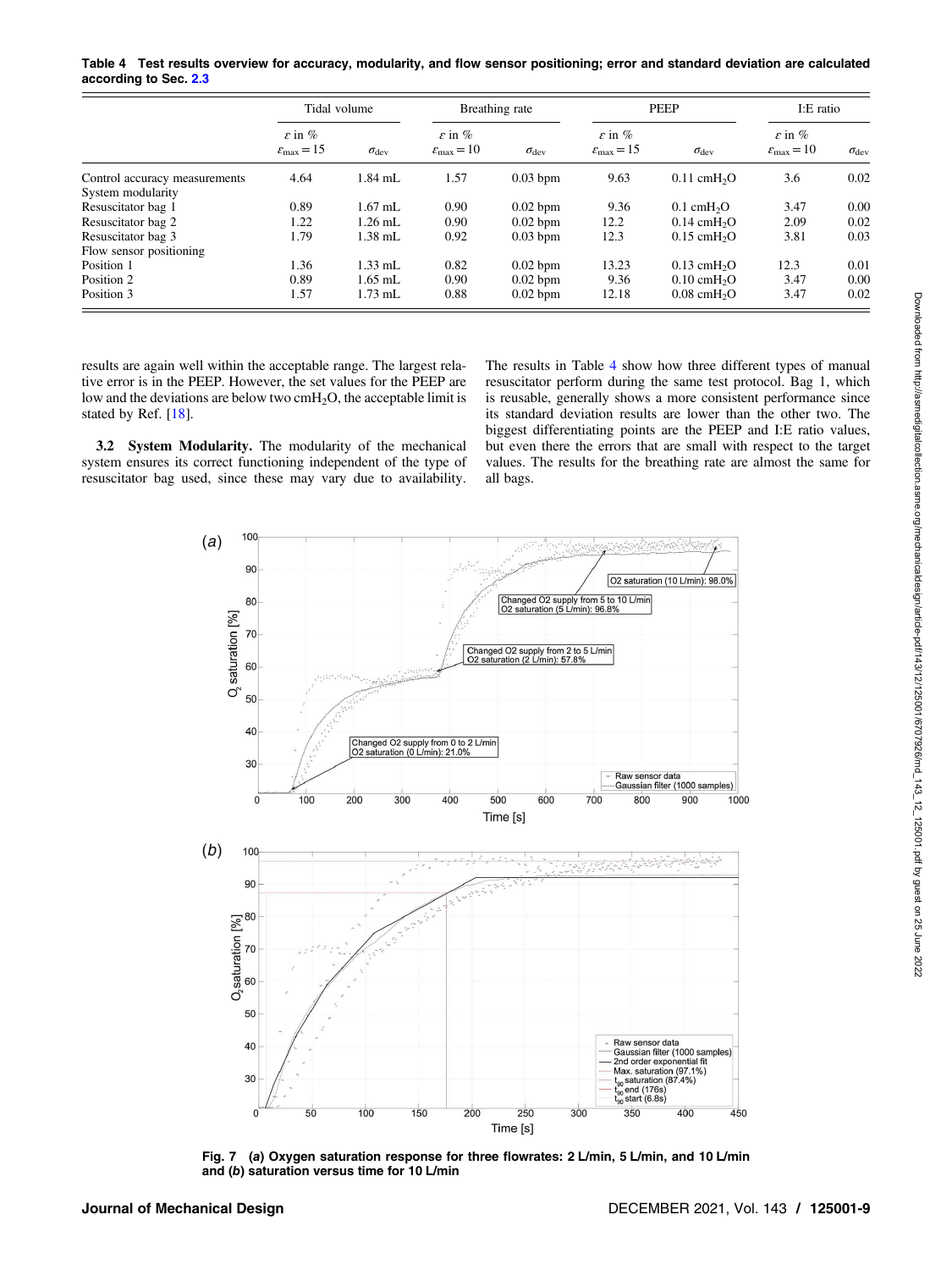**Table 4 Test results overview for accuracy, modularity, and flow sensor positioning; error and standard deviation are calculated according to Sec. 2.3**

| | Tidal volume | | Breathing rate | | PEEP | | I:E ratio | |
|---|---|---|---|---|---|---|---|---|
| | $\varepsilon$ in % $\varepsilon_{max} = 15$ | $\sigma_{dev}$ | $\varepsilon$ in % $\varepsilon_{max} = 10$ | $\sigma_{dev}$ | $\varepsilon$ in % $\varepsilon_{max} = 15$ | $\sigma_{dev}$ | $\varepsilon$ in % $\varepsilon_{max} = 10$ | $\sigma_{dev}$ |
| Control accuracy measurements | 4.64 | 1.84 mL | 1.57 | 0.03 bpm | 9.63 | 0.11 $cmH_2O$ | 3.6 | 0.02 |
| System modularity | | | | | | | | |
| Resuscitator bag 1 | 0.89 | 1.67 mL | 0.90 | 0.02 bpm | 9.36 | 0.1 $cmH_2O$ | 3.47 | 0.00 |
| Resuscitator bag 2 | 1.22 | 1.26 mL | 0.90 | 0.02 bpm | 12.2 | 0.14 $cmH_2O$ | 2.09 | 0.02 |
| Resuscitator bag 3 | 1.79 | 1.38 mL | 0.92 | 0.03 bpm | 12.3 | 0.15 $cmH_2O$ | 3.81 | 0.03 |
| Flow sensor positioning | | | | | | | | |
| Position 1 | 1.36 | 1.33 mL | 0.82 | 0.02 bpm | 13.23 | 0.13 $cmH_2O$ | 12.3 | 0.01 |
| Position 2 | 0.89 | 1.65 mL | 0.90 | 0.02 bpm | 9.36 | 0.10 $cmH_2O$ | 3.47 | 0.00 |
| Position 3 | 1.57 | 1.73 mL | 0.88 | 0.02 bpm | 12.18 | 0.08 $cmH_2O$ | 3.47 | 0.02 |

results are again well within the acceptable range. The largest relative error is in the PEEP. However, the set values for the PEEP are low and the deviations are below two $cmH_2O$, the acceptable limit is stated by Ref. [18].

**3.2 System Modularity.** The modularity of the mechanical system ensures its correct functioning independent of the type of resuscitator bag used, since these may vary due to availability. The results in Table 4 show how three different types of manual resuscitator perform during the same test protocol. Bag 1, which is reusable, generally shows a more consistent performance since its standard deviation results are lower than the other two. The biggest differentiating points are the PEEP and I:E ratio values, but even there the errors that are small with respect to the target values. The results for the breathing rate are almost the same for all bags.

**Fig. 7 (a) Oxygen saturation response for three flowrates: 2 L/min, 5 L/min, and 10 L/min and (b) saturation versus time for 10 L/min**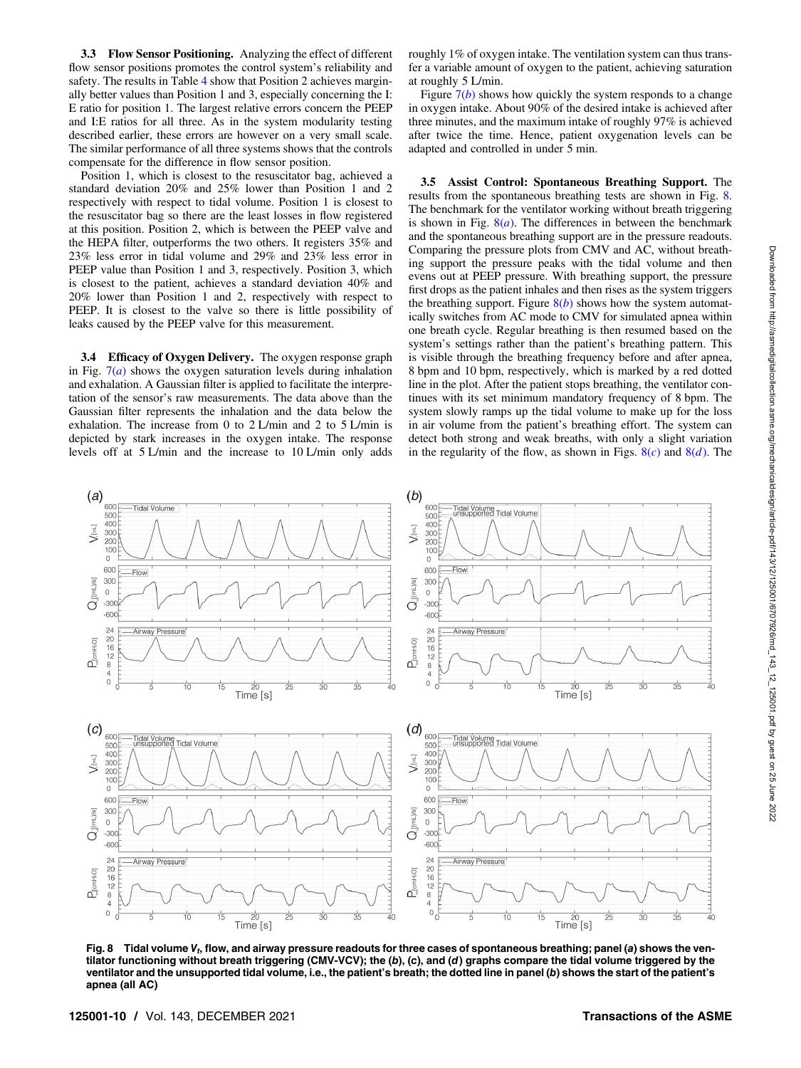**3.3 Flow Sensor Positioning.** Analyzing the effect of different flow sensor positions promotes the control system's reliability and safety. The results in Table 4 show that Position 2 achieves marginally better values than Position 1 and 3, especially concerning the I:E ratio for position 1. The largest relative errors concern the PEEP and I:E ratios for all three. As in the system modularity testing described earlier, these errors are however on a very small scale. The similar performance of all three systems shows that the controls compensate for the difference in flow sensor position.

Position 1, which is closest to the resuscitator bag, achieved a standard deviation 20% and 25% lower than Position 1 and 2 respectively with respect to tidal volume. Position 1 is closest to the resuscitator bag so there are the least losses in flow registered at this position. Position 2, which is between the PEEP valve and the HEPA filter, outperforms the two others. It registers 35% and 23% less error in tidal volume and 29% and 23% less error in PEEP value than Position 1 and 3, respectively. Position 3, which is closest to the patient, achieves a standard deviation 40% and 20% lower than Position 1 and 2, respectively with respect to PEEP. It is closest to the valve so there is little possibility of leaks caused by the PEEP valve for this measurement.

**3.4 Efficacy of Oxygen Delivery.** The oxygen response graph in Fig. 7(*a*) shows the oxygen saturation levels during inhalation and exhalation. A Gaussian filter is applied to facilitate the interpretation of the sensor's raw measurements. The data above than the Gaussian filter represents the inhalation and the data below the exhalation. The increase from 0 to 2 L/min and 2 to 5 L/min is depicted by stark increases in the oxygen intake. The response levels off at 5 L/min and the increase to 10 L/min only adds roughly 1% of oxygen intake. The ventilation system can thus transfer a variable amount of oxygen to the patient, achieving saturation at roughly 5 L/min.

Figure 7(*b*) shows how quickly the system responds to a change in oxygen intake. About 90% of the desired intake is achieved after three minutes, and the maximum intake of roughly 97% is achieved after twice the time. Hence, patient oxygenation levels can be adapted and controlled in under 5 min.

**3.5 Assist Control: Spontaneous Breathing Support.** The results from the spontaneous breathing tests are shown in Fig. 8. The benchmark for the ventilator working without breath triggering is shown in Fig. 8(*a*). The differences in between the benchmark and the spontaneous breathing support are in the pressure readouts. Comparing the pressure plots from CMV and AC, without breathing support the pressure peaks with the tidal volume and then evens out at PEEP pressure. With breathing support, the pressure first drops as the patient inhales and then rises as the system triggers the breathing support. Figure 8(*b*) shows how the system automatically switches from AC mode to CMV for simulated apnea within one breath cycle. Regular breathing is then resumed based on the system's settings rather than the patient's breathing pattern. This is visible through the breathing frequency before and after apnea, 8 bpm and 10 bpm, respectively, which is marked by a red dotted line in the plot. After the patient stops breathing, the ventilator continues with its set minimum mandatory frequency of 8 bpm. The system slowly ramps up the tidal volume to make up for the loss in air volume from the patient's breathing effort. The system can detect both strong and weak breaths, with only a slight variation in the regularity of the flow, as shown in Figs. 8(*c*) and 8(*d*). The

**Fig. 8 Tidal volume $V_t$, flow, and airway pressure readouts for three cases of spontaneous breathing; panel (*a*) shows the ventilator functioning without breath triggering (CMV-VCV); the (*b*), (*c*), and (*d*) graphs compare the tidal volume triggered by the ventilator and the unsupported tidal volume, i.e., the patient's breath; the dotted line in panel (*b*) shows the start of the patient's apnea (all AC)**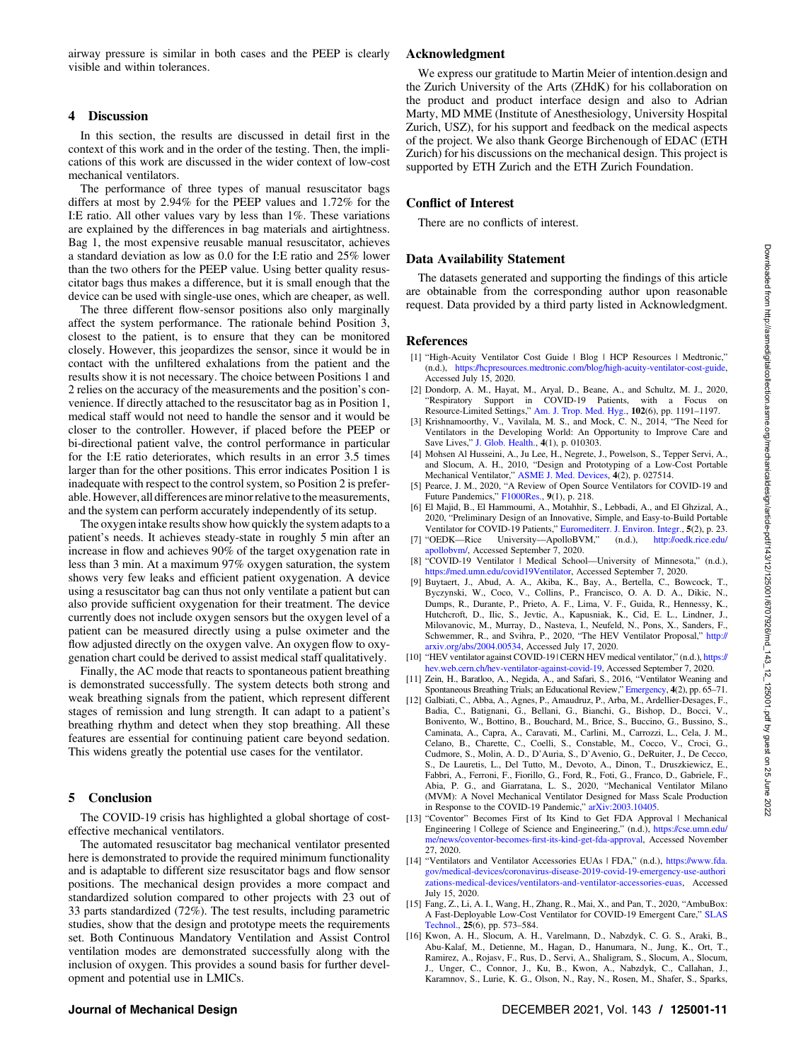airway pressure is similar in both cases and the PEEP is clearly visible and within tolerances.

## 4 Discussion

In this section, the results are discussed in detail first in the context of this work and in the order of the testing. Then, the implications of this work are discussed in the wider context of low-cost mechanical ventilators.

The performance of three types of manual resuscitator bags differs at most by 2.94% for the PEEP values and 1.72% for the I:E ratio. All other values vary by less than 1%. These variations are explained by the differences in bag materials and airtightness. Bag 1, the most expensive reusable manual resuscitator, achieves a standard deviation as low as 0.0 for the I:E ratio and 25% lower than the two others for the PEEP value. Using better quality resuscitator bags thus makes a difference, but it is small enough that the device can be used with single-use ones, which are cheaper, as well.

The three different flow-sensor positions also only marginally affect the system performance. The rationale behind Position 3, closest to the patient, is to ensure that they can be monitored closely. However, this jeopardizes the sensor, since it would be in contact with the unfiltered exhalations from the patient and the results show it is not necessary. The choice between Positions 1 and 2 relies on the accuracy of the measurements and the position's convenience. If directly attached to the resuscitator bag as in Position 1, medical staff would not need to handle the sensor and it would be closer to the controller. However, if placed before the PEEP or bi-directional patient valve, the control performance in particular for the I:E ratio deteriorates, which results in an error 3.5 times larger than for the other positions. This error indicates Position 1 is inadequate with respect to the control system, so Position 2 is preferable. However, all differences are minor relative to the measurements, and the system can perform accurately independently of its setup.

The oxygen intake results show how quickly the system adapts to a patient's needs. It achieves steady-state in roughly 5 min after an increase in flow and achieves 90% of the target oxygenation rate in less than 3 min. At a maximum 97% oxygen saturation, the system shows very few leaks and efficient patient oxygenation. A device using a resuscitator bag can thus not only ventilate a patient but can also provide sufficient oxygenation for their treatment. The device currently does not include oxygen sensors but the oxygen level of a patient can be measured directly using a pulse oximeter and the flow adjusted directly on the oxygen valve. An oxygen flow to oxygenation chart could be derived to assist medical staff qualitatively.

Finally, the AC mode that reacts to spontaneous patient breathing is demonstrated successfully. The system detects both strong and weak breathing signals from the patient, which represent different stages of remission and lung strength. It can adapt to a patient's breathing rhythm and detect when they stop breathing. All these features are essential for continuing patient care beyond sedation. This widens greatly the potential use cases for the ventilator.

## 5 Conclusion

The COVID-19 crisis has highlighted a global shortage of cost-effective mechanical ventilators.

The automated resuscitator bag mechanical ventilator presented here is demonstrated to provide the required minimum functionality and is adaptable to different size resuscitator bags and flow sensor positions. The mechanical design provides a more compact and standardized solution compared to other projects with 23 out of 33 parts standardized (72%). The test results, including parametric studies, show that the design and prototype meets the requirements set. Both Continuous Mandatory Ventilation and Assist Control ventilation modes are demonstrated successfully along with the inclusion of oxygen. This provides a sound basis for further development and potential use in LMICs.

## Acknowledgment

We express our gratitude to Martin Meier of intention.design and the Zurich University of the Arts (ZHdK) for his collaboration on the product and product interface design and also to Adrian Marty, MD MME (Institute of Anesthesiology, University Hospital Zurich, USZ), for his support and feedback on the medical aspects of the project. We also thank George Birchenough of EDAC (ETH Zurich) for his discussions on the mechanical design. This project is supported by ETH Zurich and the ETH Zurich Foundation.

## Conflict of Interest

There are no conflicts of interest.

## Data Availability Statement

The datasets generated and supporting the findings of this article are obtainable from the corresponding author upon reasonable request. Data provided by a third party listed in Acknowledgment.

## References

[1] "High-Acuity Ventilator Cost Guide | Blog | HCP Resources | Medtronic," (n.d.), https://hcpresources.medtronic.com/blog/high-acuity-ventilator-cost-guide, Accessed July 15, 2020.

[2] Dondorp, A. M., Hayat, M., Aryal, D., Beane, A., and Schultz, M. J., 2020, "Respiratory Support in COVID-19 Patients, with a Focus on Resource-Limited Settings," Am. J. Trop. Med. Hyg., **102**(6), pp. 1191–1197.

[3] Krishnamoorthy, V., Vavilala, M. S., and Mock, C. N., 2014, "The Need for Ventilators in the Developing World: An Opportunity to Improve Care and Save Lives," J. Glob. Health., **4**(1), p. 010303.

[4] Mohsen Al Husseini, A., Ju Lee, H., Negrete, J., Powelson, S., Tepper Servi, A., and Slocum, A. H., 2010, "Design and Prototyping of a Low-Cost Portable Mechanical Ventilator," ASME J. Med. Devices, **4**(2), p. 027514.

[5] Pearce, J. M., 2020, "A Review of Open Source Ventilators for COVID-19 and Future Pandemics," F1000Res., **9**(1), p. 218.

[6] El Majid, B., El Hammoumi, A., Motahhir, S., Lebbadi, A., and El Ghzizal, A., 2020, "Preliminary Design of an Innovative, Simple, and Easy-to-Build Portable Ventilator for COVID-19 Patients," Euromediterr. J. Environ. Integr., **5**(2), p. 23.

[7] "OEDK—Rice University—ApolloBVM," (n.d.), http://oedk.rice.edu/apollobvm/, Accessed September 7, 2020.

[8] "COVID-19 Ventilator | Medical School—University of Minnesota," (n.d.), https://med.umn.edu/covid19Ventilator, Accessed September 7, 2020.

[9] Buytaert, J., Abud, A. A., Akiba, K., Bay, A., Bertella, C., Bowcock, T., Byczynski, W., Coco, V., Collins, P., Francisco, O. A. D. A., Dikic, N., Dumps, R., Durante, P., Prieto, A. F., Lima, V. F., Guida, R., Hennessy, K., Hutchcroft, D., Ilic, S., Jevtic, A., Kapusniak, K., Cid, E. L., Lindner, J., Milovanovic, M., Murray, D., Nasteva, I., Neufeld, N., Pons, X., Sanders, F., Schwemmer, R., and Svihra, P., 2020, "The HEV Ventilator Proposal," http://arxiv.org/abs/2004.00534, Accessed July 17, 2020.

[10] "HEV ventilator against COVID-19 | CERN HEV medical ventilator," (n.d.), https://hev.web.cern.ch/hev-ventilator-against-covid-19, Accessed September 7, 2020.

[11] Zein, H., Baratloo, A., Negida, A., and Safari, S., 2016, "Ventilator Weaning and Spontaneous Breathing Trials; an Educational Review," Emergency, **4**(2), pp. 65–71.

[12] Galbiati, C., Abba, A., Agnes, P., Amaudruz, P., Arba, M., Ardellier-Desages, F., Badia, C., Batignani, G., Bellani, G., Bianchi, G., Bishop, D., Bocci, V., Bonivento, W., Bottino, B., Bouchard, M., Brice, S., Buccino, G., Bussino, S., Caminata, A., Capra, A., Caravati, M., Carlini, M., Carrozzi, L., Cela, J. M., Celano, B., Charette, C., Coelli, S., Constable, M., Cocco, V., Croci, G., Cudmore, S., Molin, A. D., D'Auria, S., D'Avenio, G., DeRuiter, J., De Cecco, S., De Lauretis, L., Del Tutto, M., Devoto, A., Dinon, T., Druszkiewicz, E., Fabbri, A., Ferroni, F., Fiorillo, G., Ford, R., Foti, G., Franco, D., Gabriele, F., Abia, P. G., and Giarratana, L. S., 2020, "Mechanical Ventilator Milano (MVM): A Novel Mechanical Ventilator Designed for Mass Scale Production in Response to the COVID-19 Pandemic," arXiv:2003.10405.

[13] "Coventor" Becomes First of Its Kind to Get FDA Approval | Mechanical Engineering | College of Science and Engineering," (n.d.), https://cse.umn.edu/me/news/coventor-becomes-first-its-kind-get-fda-approval, Accessed November 27, 2020.

[14] "Ventilators and Ventilator Accessories EUAs | FDA," (n.d.), https://www.fda.gov/medical-devices/coronavirus-disease-2019-covid-19-emergency-use-authorizations-medical-devices/ventilators-and-ventilator-accessories-euas, Accessed July 15, 2020.

[15] Fang, Z., Li, A. I., Wang, H., Zhang, R., Mai, X., and Pan, T., 2020, "AmbuBox: A Fast-Deployable Low-Cost Ventilator for COVID-19 Emergent Care," SLAS Technol., **25**(6), pp. 573–584.

[16] Kwon, A. H., Slocum, A. H., Varelmann, D., Nabzdyk, C. G. S., Araki, B., Abu-Kalaf, M., Detienne, M., Hagan, D., Hanumara, N., Jung, K., Ort, T., Ramirez, A., Rojasv, F., Rus, D., Servi, A., Shaligram, S., Slocum, A., Unger, C., Connor, J., Ku, B., Kwon, A., Nabzdyk, C., Callahan, J., Karamnov, S., Lurie, K. G., Olson, N., Ray, N., Rosen, M., Shafer, S., Sparks,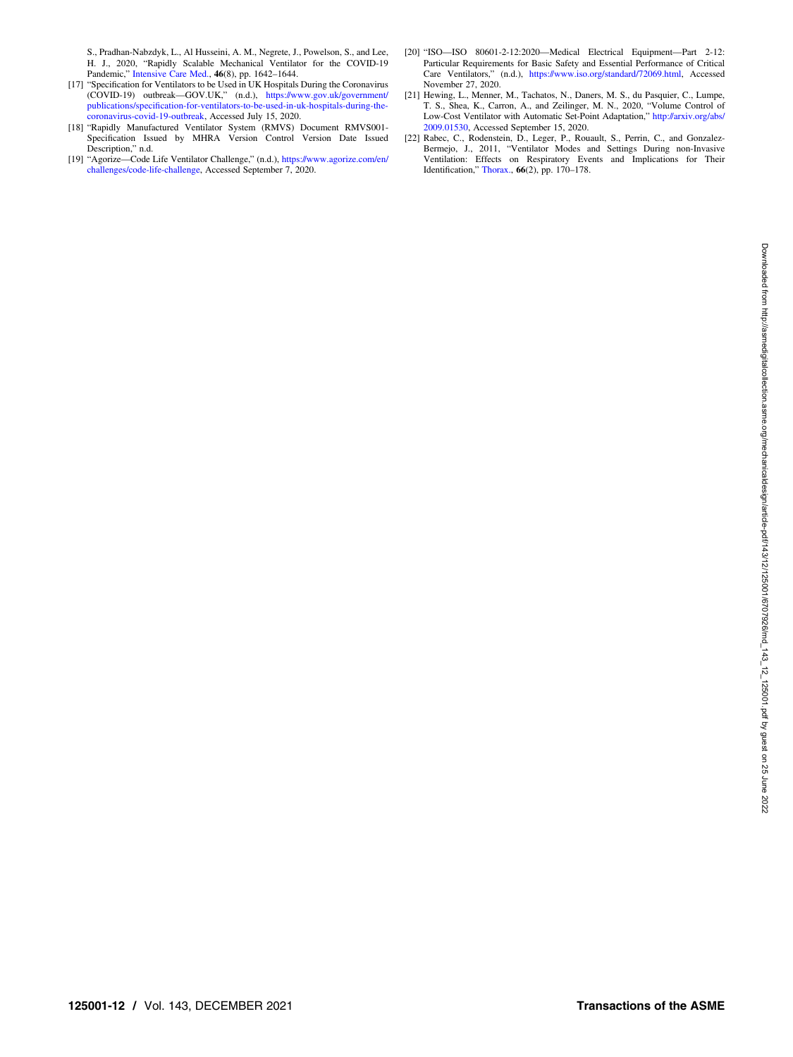S., Pradhan-Nabzdyk, L., Al Husseini, A. M., Negrete, J., Powelson, S., and Lee, H. J., 2020, "Rapidly Scalable Mechanical Ventilator for the COVID-19 Pandemic," Intensive Care Med., **46**(8), pp. 1642–1644.

[17] "Specification for Ventilators to be Used in UK Hospitals During the Coronavirus (COVID-19) outbreak—GOV.UK," (n.d.), https://www.gov.uk/government/publications/specification-for-ventilators-to-be-used-in-uk-hospitals-during-the-coronavirus-covid-19-outbreak, Accessed July 15, 2020.

[18] "Rapidly Manufactured Ventilator System (RMVS) Document RMVS001-Specification Issued by MHRA Version Control Version Date Issued Description," n.d.

[19] "Agorize—Code Life Ventilator Challenge," (n.d.), https://www.agorize.com/en/challenges/code-life-challenge, Accessed September 7, 2020.

[20] "ISO—ISO 80601-2-12:2020—Medical Electrical Equipment—Part 2-12: Particular Requirements for Basic Safety and Essential Performance of Critical Care Ventilators," (n.d.), https://www.iso.org/standard/72069.html, Accessed November 27, 2020.

[21] Hewing, L., Menner, M., Tachatos, N., Daners, M. S., du Pasquier, C., Lumpe, T. S., Shea, K., Carron, A., and Zeilinger, M. N., 2020, "Volume Control of Low-Cost Ventilator with Automatic Set-Point Adaptation," http://arxiv.org/abs/2009.01530, Accessed September 15, 2020.

[22] Rabec, C., Rodenstein, D., Leger, P., Rouault, S., Perrin, C., and Gonzalez-Bermejo, J., 2011, "Ventilator Modes and Settings During non-Invasive Ventilation: Effects on Respiratory Events and Implications for Their Identification," Thorax., **66**(2), pp. 170–178.